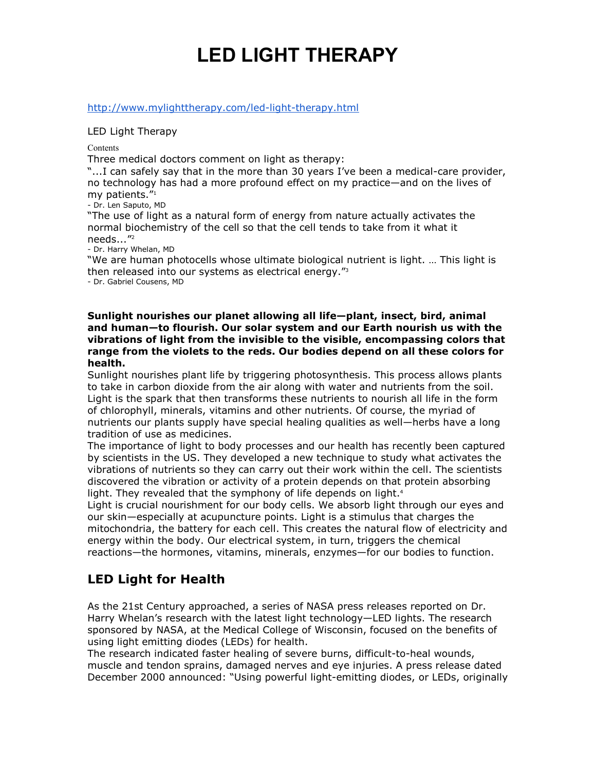# LED LIGHT THERAPY

http://www.mylighttherapy.com/led-light-therapy.html

LED Light Therapy

Contents

Three medical doctors comment on light as therapy:

"...I can safely say that in the more than 30 years I've been a medical-care provider, no technology has had a more profound effect on my practice—and on the lives of my patients."[1]

- Dr. Len Saputo, MD

"The use of light as a natural form of energy from nature actually activates the normal biochemistry of the cell so that the cell tends to take from it what it needs..."[2]

- Dr. Harry Whelan, MD

"We are human photocells whose ultimate biological nutrient is light. … This light is then released into our systems as electrical energy."[3]

- Dr. Gabriel Cousens, MD

**Sunlight nourishes our planet allowing all life—plant, insect, bird, animal and human—to flourish. Our solar system and our Earth nourish us with the vibrations of light from the invisible to the visible, encompassing colors that range from the violets to the reds. Our bodies depend on all these colors for health.**

Sunlight nourishes plant life by triggering photosynthesis. This process allows plants to take in carbon dioxide from the air along with water and nutrients from the soil. Light is the spark that then transforms these nutrients to nourish all life in the form of chlorophyll, minerals, vitamins and other nutrients. Of course, the myriad of nutrients our plants supply have special healing qualities as well—herbs have a long tradition of use as medicines.

The importance of light to body processes and our health has recently been captured by scientists in the US. They developed a new technique to study what activates the vibrations of nutrients so they can carry out their work within the cell. The scientists discovered the vibration or activity of a protein depends on that protein absorbing light. They revealed that the symphony of life depends on light.[4]

Light is crucial nourishment for our body cells. We absorb light through our eyes and our skin—especially at acupuncture points. Light is a stimulus that charges the mitochondria, the battery for each cell. This creates the natural flow of electricity and energy within the body. Our electrical system, in turn, triggers the chemical reactions—the hormones, vitamins, minerals, enzymes—for our bodies to function.

## LED Light for Health

As the 21st Century approached, a series of NASA press releases reported on Dr. Harry Whelan's research with the latest light technology—LED lights. The research sponsored by NASA, at the Medical College of Wisconsin, focused on the benefits of using light emitting diodes (LEDs) for health.

The research indicated faster healing of severe burns, difficult-to-heal wounds, muscle and tendon sprains, damaged nerves and eye injuries. A press release dated December 2000 announced: "Using powerful light-emitting diodes, or LEDs, originally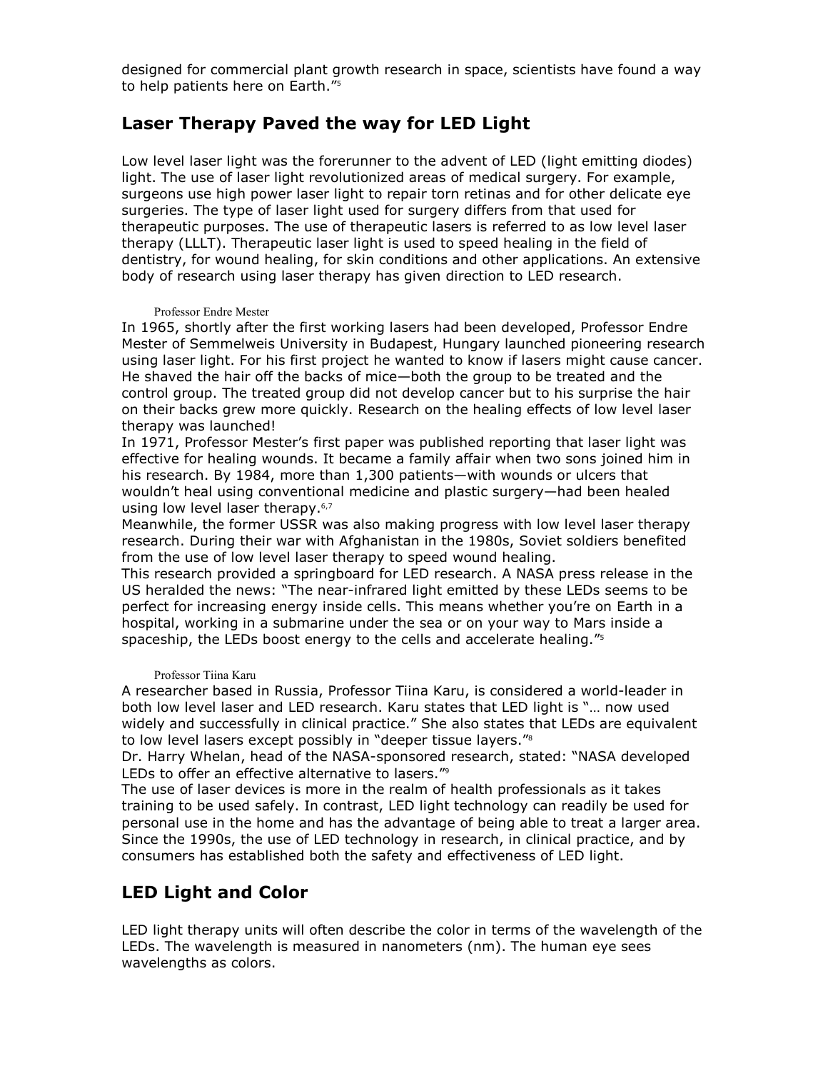designed for commercial plant growth research in space, scientists have found a way to help patients here on Earth."[5]

## Laser Therapy Paved the way for LED Light

Low level laser light was the forerunner to the advent of LED (light emitting diodes) light. The use of laser light revolutionized areas of medical surgery. For example, surgeons use high power laser light to repair torn retinas and for other delicate eye surgeries. The type of laser light used for surgery differs from that used for therapeutic purposes. The use of therapeutic lasers is referred to as low level laser therapy (LLLT). Therapeutic laser light is used to speed healing in the field of dentistry, for wound healing, for skin conditions and other applications. An extensive body of research using laser therapy has given direction to LED research.

Professor Endre Mester

In 1965, shortly after the first working lasers had been developed, Professor Endre Mester of Semmelweis University in Budapest, Hungary launched pioneering research using laser light. For his first project he wanted to know if lasers might cause cancer. He shaved the hair off the backs of mice—both the group to be treated and the control group. The treated group did not develop cancer but to his surprise the hair on their backs grew more quickly. Research on the healing effects of low level laser therapy was launched!

In 1971, Professor Mester's first paper was published reporting that laser light was effective for healing wounds. It became a family affair when two sons joined him in his research. By 1984, more than 1,300 patients—with wounds or ulcers that wouldn't heal using conventional medicine and plastic surgery—had been healed using low level laser therapy.[6,7]

Meanwhile, the former USSR was also making progress with low level laser therapy research. During their war with Afghanistan in the 1980s, Soviet soldiers benefited from the use of low level laser therapy to speed wound healing.

This research provided a springboard for LED research. A NASA press release in the US heralded the news: "The near-infrared light emitted by these LEDs seems to be perfect for increasing energy inside cells. This means whether you're on Earth in a hospital, working in a submarine under the sea or on your way to Mars inside a spaceship, the LEDs boost energy to the cells and accelerate healing."[5]

Professor Tiina Karu

A researcher based in Russia, Professor Tiina Karu, is considered a world-leader in both low level laser and LED research. Karu states that LED light is "… now used widely and successfully in clinical practice." She also states that LEDs are equivalent to low level lasers except possibly in "deeper tissue layers."[8]

Dr. Harry Whelan, head of the NASA-sponsored research, stated: "NASA developed LEDs to offer an effective alternative to lasers."[9]

The use of laser devices is more in the realm of health professionals as it takes training to be used safely. In contrast, LED light technology can readily be used for personal use in the home and has the advantage of being able to treat a larger area. Since the 1990s, the use of LED technology in research, in clinical practice, and by consumers has established both the safety and effectiveness of LED light.

## LED Light and Color

LED light therapy units will often describe the color in terms of the wavelength of the LEDs. The wavelength is measured in nanometers (nm). The human eye sees wavelengths as colors.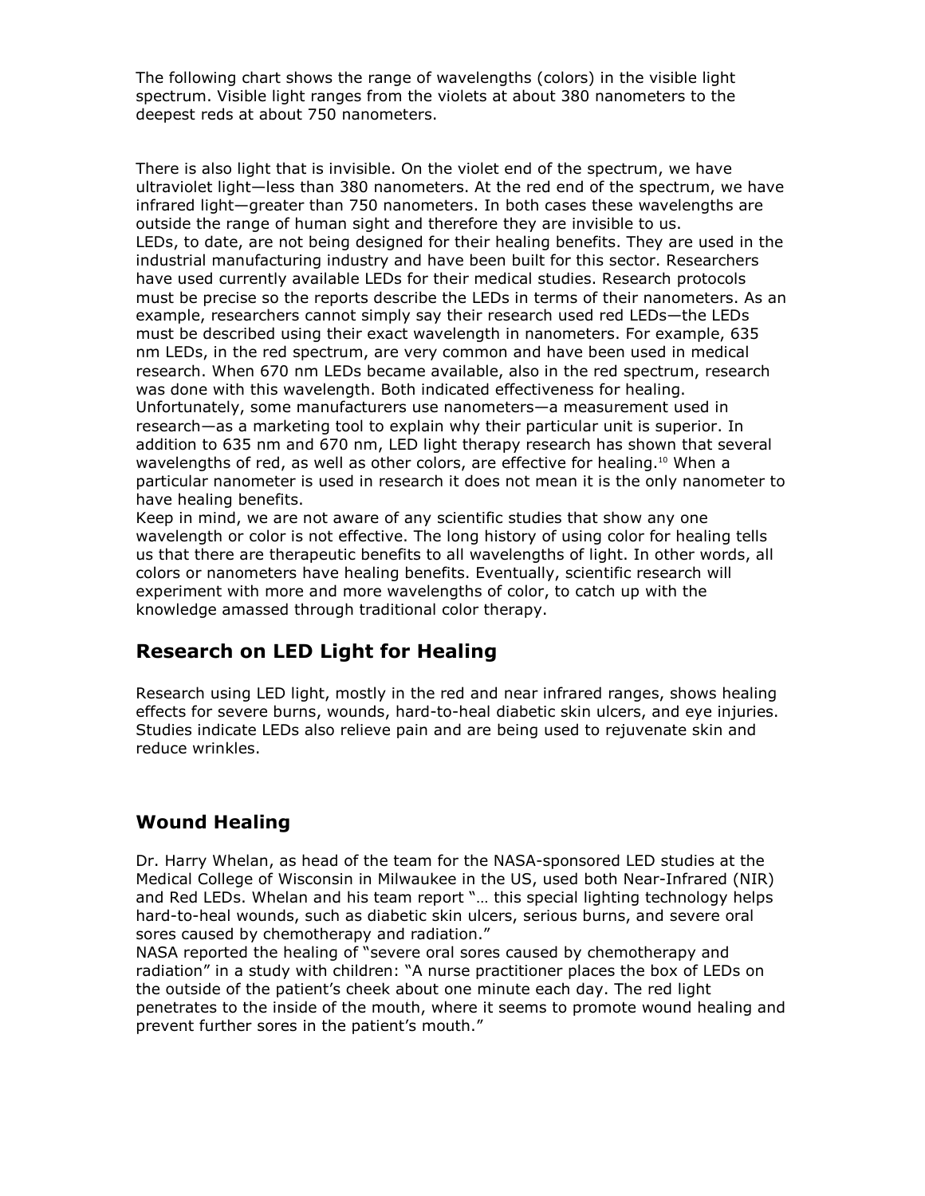The following chart shows the range of wavelengths (colors) in the visible light spectrum. Visible light ranges from the violets at about 380 nanometers to the deepest reds at about 750 nanometers.

There is also light that is invisible. On the violet end of the spectrum, we have ultraviolet light—less than 380 nanometers. At the red end of the spectrum, we have infrared light—greater than 750 nanometers. In both cases these wavelengths are outside the range of human sight and therefore they are invisible to us.

LEDs, to date, are not being designed for their healing benefits. They are used in the industrial manufacturing industry and have been built for this sector. Researchers have used currently available LEDs for their medical studies. Research protocols must be precise so the reports describe the LEDs in terms of their nanometers. As an example, researchers cannot simply say their research used red LEDs—the LEDs must be described using their exact wavelength in nanometers. For example, 635 nm LEDs, in the red spectrum, are very common and have been used in medical research. When 670 nm LEDs became available, also in the red spectrum, research was done with this wavelength. Both indicated effectiveness for healing. Unfortunately, some manufacturers use nanometers—a measurement used in research—as a marketing tool to explain why their particular unit is superior. In addition to 635 nm and 670 nm, LED light therapy research has shown that several wavelengths of red, as well as other colors, are effective for healing.[10] When a particular nanometer is used in research it does not mean it is the only nanometer to have healing benefits.

Keep in mind, we are not aware of any scientific studies that show any one wavelength or color is not effective. The long history of using color for healing tells us that there are therapeutic benefits to all wavelengths of light. In other words, all colors or nanometers have healing benefits. Eventually, scientific research will experiment with more and more wavelengths of color, to catch up with the knowledge amassed through traditional color therapy.

## Research on LED Light for Healing

Research using LED light, mostly in the red and near infrared ranges, shows healing effects for severe burns, wounds, hard-to-heal diabetic skin ulcers, and eye injuries. Studies indicate LEDs also relieve pain and are being used to rejuvenate skin and reduce wrinkles.

## Wound Healing

Dr. Harry Whelan, as head of the team for the NASA-sponsored LED studies at the Medical College of Wisconsin in Milwaukee in the US, used both Near-Infrared (NIR) and Red LEDs. Whelan and his team report "… this special lighting technology helps hard-to-heal wounds, such as diabetic skin ulcers, serious burns, and severe oral sores caused by chemotherapy and radiation."

NASA reported the healing of "severe oral sores caused by chemotherapy and radiation" in a study with children: "A nurse practitioner places the box of LEDs on the outside of the patient's cheek about one minute each day. The red light penetrates to the inside of the mouth, where it seems to promote wound healing and prevent further sores in the patient's mouth."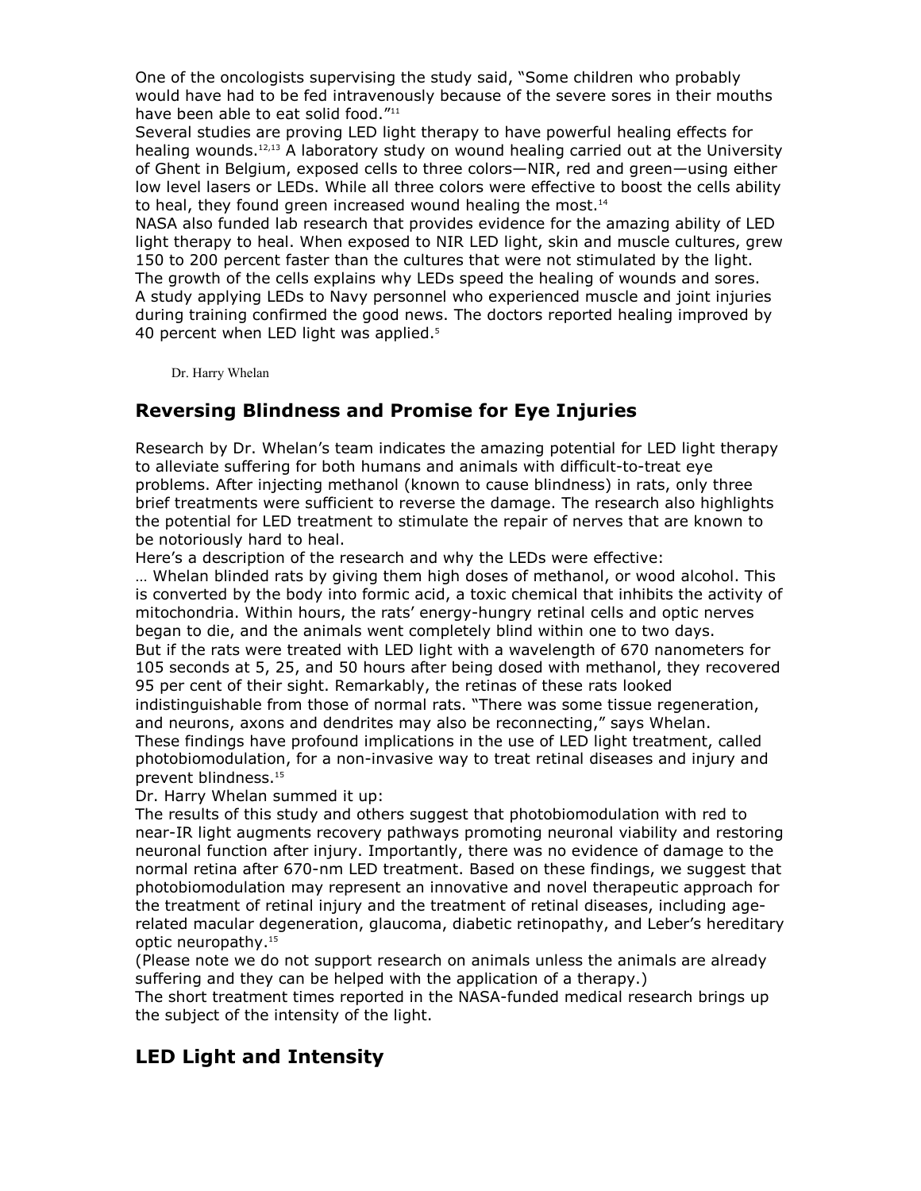One of the oncologists supervising the study said, "Some children who probably would have had to be fed intravenously because of the severe sores in their mouths have been able to eat solid food."[11]

Several studies are proving LED light therapy to have powerful healing effects for healing wounds.[12,13] A laboratory study on wound healing carried out at the University of Ghent in Belgium, exposed cells to three colors—NIR, red and green—using either low level lasers or LEDs. While all three colors were effective to boost the cells ability to heal, they found green increased wound healing the most.[14]

NASA also funded lab research that provides evidence for the amazing ability of LED light therapy to heal. When exposed to NIR LED light, skin and muscle cultures, grew 150 to 200 percent faster than the cultures that were not stimulated by the light. The growth of the cells explains why LEDs speed the healing of wounds and sores.

A study applying LEDs to Navy personnel who experienced muscle and joint injuries during training confirmed the good news. The doctors reported healing improved by 40 percent when LED light was applied.[5]

Dr. Harry Whelan

## Reversing Blindness and Promise for Eye Injuries

Research by Dr. Whelan's team indicates the amazing potential for LED light therapy to alleviate suffering for both humans and animals with difficult-to-treat eye problems. After injecting methanol (known to cause blindness) in rats, only three brief treatments were sufficient to reverse the damage. The research also highlights the potential for LED treatment to stimulate the repair of nerves that are known to be notoriously hard to heal.

Here's a description of the research and why the LEDs were effective:

… Whelan blinded rats by giving them high doses of methanol, or wood alcohol. This is converted by the body into formic acid, a toxic chemical that inhibits the activity of mitochondria. Within hours, the rats' energy-hungry retinal cells and optic nerves began to die, and the animals went completely blind within one to two days.

But if the rats were treated with LED light with a wavelength of 670 nanometers for 105 seconds at 5, 25, and 50 hours after being dosed with methanol, they recovered 95 per cent of their sight. Remarkably, the retinas of these rats looked indistinguishable from those of normal rats. "There was some tissue regeneration, and neurons, axons and dendrites may also be reconnecting," says Whelan.

These findings have profound implications in the use of LED light treatment, called photobiomodulation, for a non-invasive way to treat retinal diseases and injury and prevent blindness.[15]

Dr. Harry Whelan summed it up:

The results of this study and others suggest that photobiomodulation with red to near-IR light augments recovery pathways promoting neuronal viability and restoring neuronal function after injury. Importantly, there was no evidence of damage to the normal retina after 670-nm LED treatment. Based on these findings, we suggest that photobiomodulation may represent an innovative and novel therapeutic approach for the treatment of retinal injury and the treatment of retinal diseases, including age-related macular degeneration, glaucoma, diabetic retinopathy, and Leber's hereditary optic neuropathy.[15]

(Please note we do not support research on animals unless the animals are already suffering and they can be helped with the application of a therapy.)

The short treatment times reported in the NASA-funded medical research brings up the subject of the intensity of the light.

## LED Light and Intensity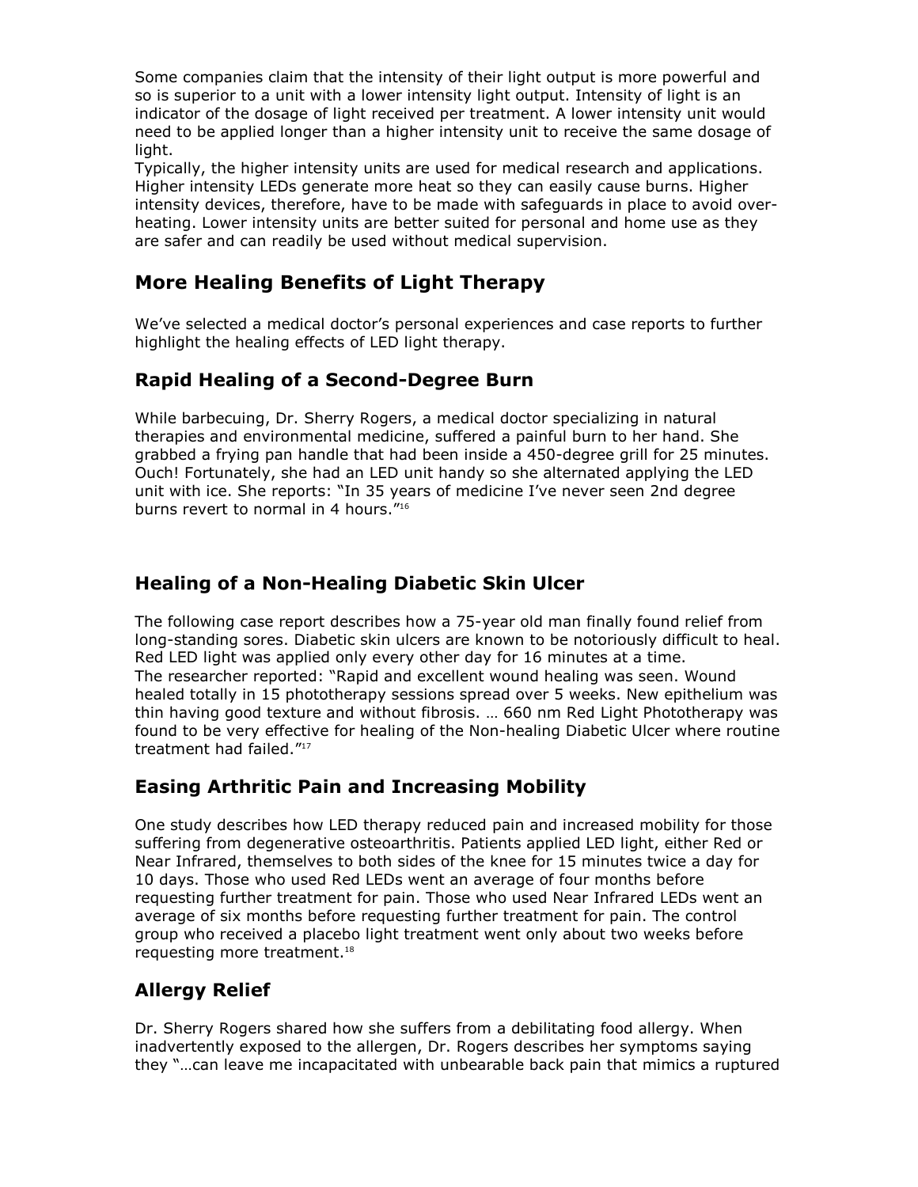Some companies claim that the intensity of their light output is more powerful and so is superior to a unit with a lower intensity light output. Intensity of light is an indicator of the dosage of light received per treatment. A lower intensity unit would need to be applied longer than a higher intensity unit to receive the same dosage of light.

Typically, the higher intensity units are used for medical research and applications. Higher intensity LEDs generate more heat so they can easily cause burns. Higher intensity devices, therefore, have to be made with safeguards in place to avoid over-heating. Lower intensity units are better suited for personal and home use as they are safer and can readily be used without medical supervision.

## More Healing Benefits of Light Therapy

We've selected a medical doctor's personal experiences and case reports to further highlight the healing effects of LED light therapy.

## Rapid Healing of a Second-Degree Burn

While barbecuing, Dr. Sherry Rogers, a medical doctor specializing in natural therapies and environmental medicine, suffered a painful burn to her hand. She grabbed a frying pan handle that had been inside a 450-degree grill for 25 minutes. Ouch! Fortunately, she had an LED unit handy so she alternated applying the LED unit with ice. She reports: "In 35 years of medicine I've never seen 2nd degree burns revert to normal in 4 hours."[16]

## Healing of a Non-Healing Diabetic Skin Ulcer

The following case report describes how a 75-year old man finally found relief from long-standing sores. Diabetic skin ulcers are known to be notoriously difficult to heal. Red LED light was applied only every other day for 16 minutes at a time.

The researcher reported: "Rapid and excellent wound healing was seen. Wound healed totally in 15 phototherapy sessions spread over 5 weeks. New epithelium was thin having good texture and without fibrosis. … 660 nm Red Light Phototherapy was found to be very effective for healing of the Non-healing Diabetic Ulcer where routine treatment had failed."[17]

## Easing Arthritic Pain and Increasing Mobility

One study describes how LED therapy reduced pain and increased mobility for those suffering from degenerative osteoarthritis. Patients applied LED light, either Red or Near Infrared, themselves to both sides of the knee for 15 minutes twice a day for 10 days. Those who used Red LEDs went an average of four months before requesting further treatment for pain. Those who used Near Infrared LEDs went an average of six months before requesting further treatment for pain. The control group who received a placebo light treatment went only about two weeks before requesting more treatment.[18]

## Allergy Relief

Dr. Sherry Rogers shared how she suffers from a debilitating food allergy. When inadvertently exposed to the allergen, Dr. Rogers describes her symptoms saying they "…can leave me incapacitated with unbearable back pain that mimics a ruptured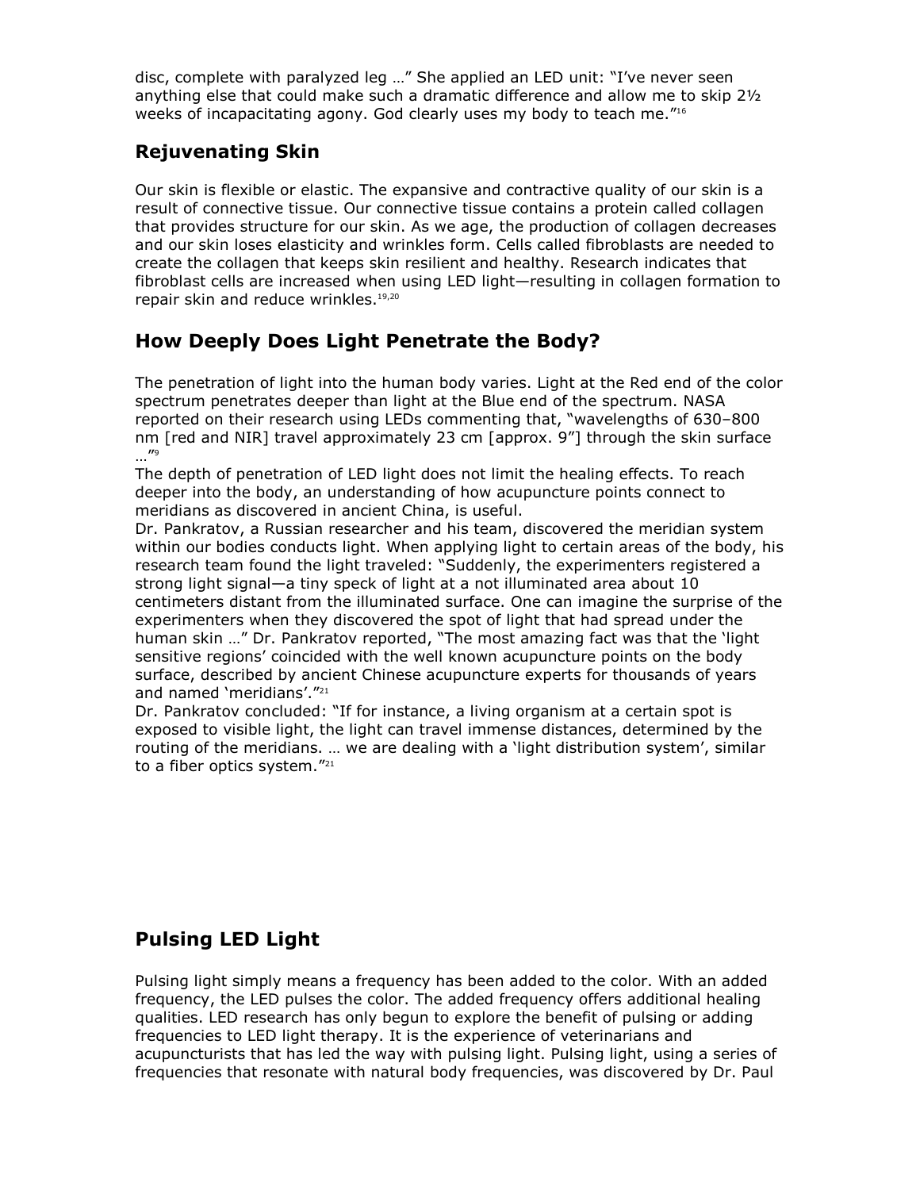disc, complete with paralyzed leg …" She applied an LED unit: "I've never seen anything else that could make such a dramatic difference and allow me to skip 2½ weeks of incapacitating agony. God clearly uses my body to teach me."[16]

## Rejuvenating Skin

Our skin is flexible or elastic. The expansive and contractive quality of our skin is a result of connective tissue. Our connective tissue contains a protein called collagen that provides structure for our skin. As we age, the production of collagen decreases and our skin loses elasticity and wrinkles form. Cells called fibroblasts are needed to create the collagen that keeps skin resilient and healthy. Research indicates that fibroblast cells are increased when using LED light—resulting in collagen formation to repair skin and reduce wrinkles.[19,20]

## How Deeply Does Light Penetrate the Body?

The penetration of light into the human body varies. Light at the Red end of the color spectrum penetrates deeper than light at the Blue end of the spectrum. NASA reported on their research using LEDs commenting that, "wavelengths of 630–800 nm [red and NIR] travel approximately 23 cm [approx. 9"] through the skin surface …"[9]

The depth of penetration of LED light does not limit the healing effects. To reach deeper into the body, an understanding of how acupuncture points connect to meridians as discovered in ancient China, is useful.

Dr. Pankratov, a Russian researcher and his team, discovered the meridian system within our bodies conducts light. When applying light to certain areas of the body, his research team found the light traveled: "Suddenly, the experimenters registered a strong light signal—a tiny speck of light at a not illuminated area about 10 centimeters distant from the illuminated surface. One can imagine the surprise of the experimenters when they discovered the spot of light that had spread under the human skin …" Dr. Pankratov reported, "The most amazing fact was that the 'light sensitive regions' coincided with the well known acupuncture points on the body surface, described by ancient Chinese acupuncture experts for thousands of years and named 'meridians'."[21]

Dr. Pankratov concluded: "If for instance, a living organism at a certain spot is exposed to visible light, the light can travel immense distances, determined by the routing of the meridians. … we are dealing with a 'light distribution system', similar to a fiber optics system."[21]

## Pulsing LED Light

Pulsing light simply means a frequency has been added to the color. With an added frequency, the LED pulses the color. The added frequency offers additional healing qualities. LED research has only begun to explore the benefit of pulsing or adding frequencies to LED light therapy. It is the experience of veterinarians and acupuncturists that has led the way with pulsing light. Pulsing light, using a series of frequencies that resonate with natural body frequencies, was discovered by Dr. Paul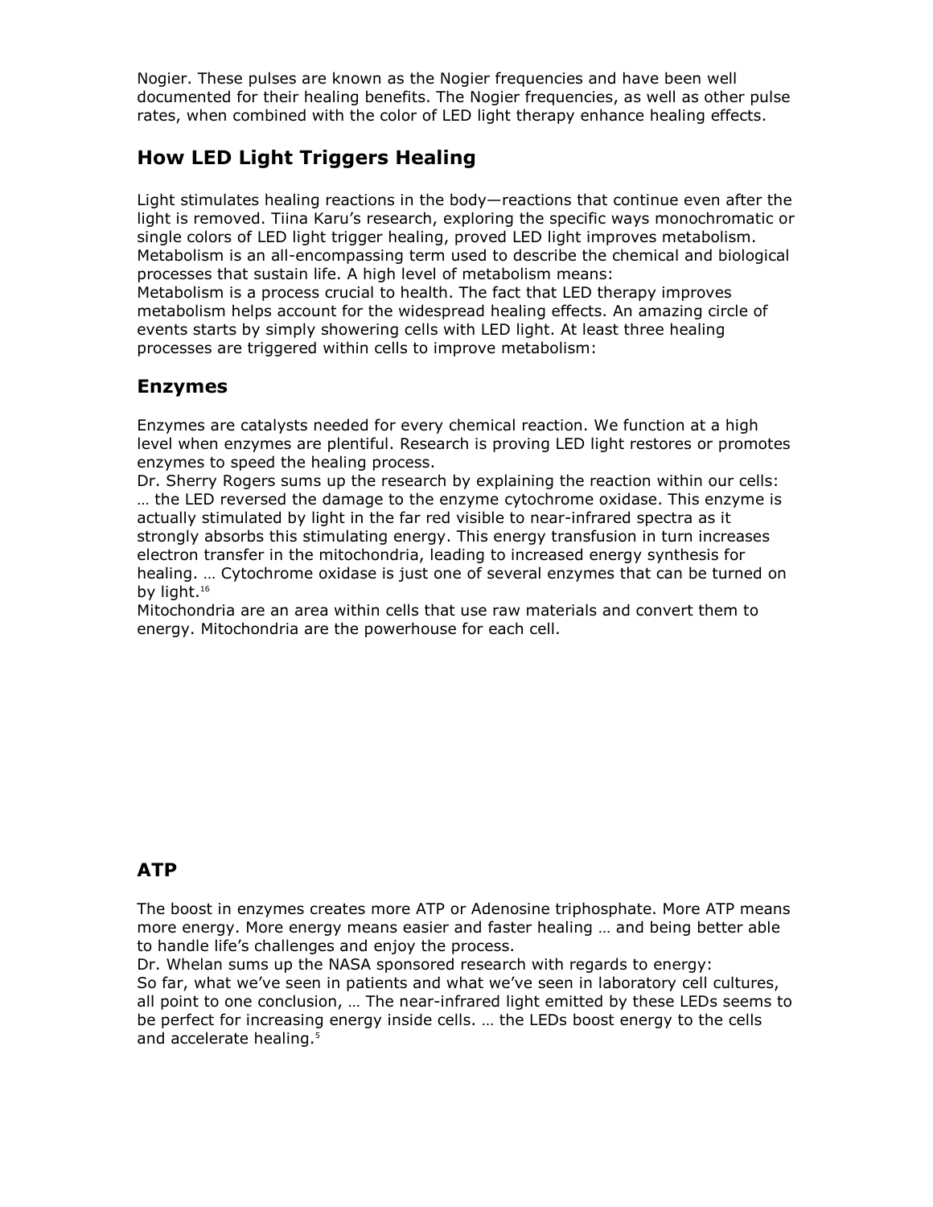Nogier. These pulses are known as the Nogier frequencies and have been well documented for their healing benefits. The Nogier frequencies, as well as other pulse rates, when combined with the color of LED light therapy enhance healing effects.

## How LED Light Triggers Healing

Light stimulates healing reactions in the body—reactions that continue even after the light is removed. Tiina Karu's research, exploring the specific ways monochromatic or single colors of LED light trigger healing, proved LED light improves metabolism. Metabolism is an all-encompassing term used to describe the chemical and biological processes that sustain life. A high level of metabolism means:

Metabolism is a process crucial to health. The fact that LED therapy improves metabolism helps account for the widespread healing effects. An amazing circle of events starts by simply showering cells with LED light. At least three healing processes are triggered within cells to improve metabolism:

## Enzymes

Enzymes are catalysts needed for every chemical reaction. We function at a high level when enzymes are plentiful. Research is proving LED light restores or promotes enzymes to speed the healing process.

Dr. Sherry Rogers sums up the research by explaining the reaction within our cells:

… the LED reversed the damage to the enzyme cytochrome oxidase. This enzyme is actually stimulated by light in the far red visible to near-infrared spectra as it strongly absorbs this stimulating energy. This energy transfusion in turn increases electron transfer in the mitochondria, leading to increased energy synthesis for healing. … Cytochrome oxidase is just one of several enzymes that can be turned on by light.[16]

Mitochondria are an area within cells that use raw materials and convert them to energy. Mitochondria are the powerhouse for each cell.

## ATP

The boost in enzymes creates more ATP or Adenosine triphosphate. More ATP means more energy. More energy means easier and faster healing … and being better able to handle life's challenges and enjoy the process.

Dr. Whelan sums up the NASA sponsored research with regards to energy:

So far, what we've seen in patients and what we've seen in laboratory cell cultures, all point to one conclusion, … The near-infrared light emitted by these LEDs seems to be perfect for increasing energy inside cells. … the LEDs boost energy to the cells and accelerate healing.[5]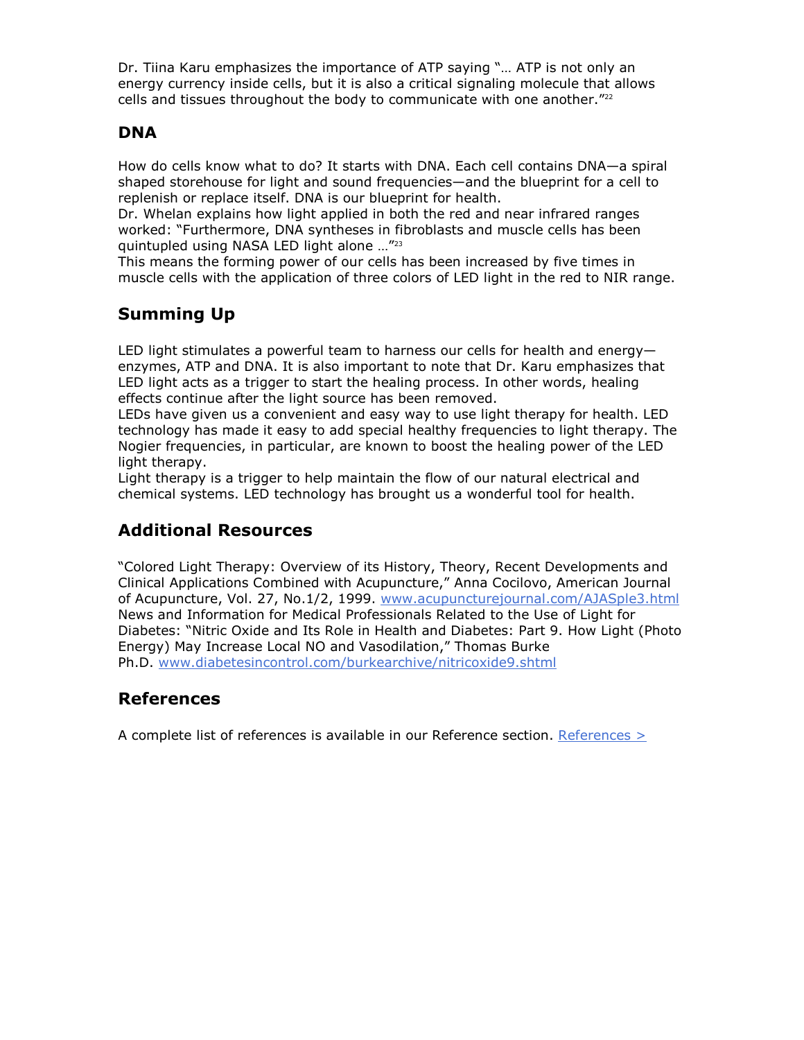Dr. Tiina Karu emphasizes the importance of ATP saying "… ATP is not only an energy currency inside cells, but it is also a critical signaling molecule that allows cells and tissues throughout the body to communicate with one another."[22]

## DNA

How do cells know what to do? It starts with DNA. Each cell contains DNA—a spiral shaped storehouse for light and sound frequencies—and the blueprint for a cell to replenish or replace itself. DNA is our blueprint for health.
Dr. Whelan explains how light applied in both the red and near infrared ranges worked: "Furthermore, DNA syntheses in fibroblasts and muscle cells has been quintupled using NASA LED light alone …"[23]
This means the forming power of our cells has been increased by five times in muscle cells with the application of three colors of LED light in the red to NIR range.

## Summing Up

LED light stimulates a powerful team to harness our cells for health and energy—enzymes, ATP and DNA. It is also important to note that Dr. Karu emphasizes that LED light acts as a trigger to start the healing process. In other words, healing effects continue after the light source has been removed.
LEDs have given us a convenient and easy way to use light therapy for health. LED technology has made it easy to add special healthy frequencies to light therapy. The Nogier frequencies, in particular, are known to boost the healing power of the LED light therapy.
Light therapy is a trigger to help maintain the flow of our natural electrical and chemical systems. LED technology has brought us a wonderful tool for health.

## Additional Resources

"Colored Light Therapy: Overview of its History, Theory, Recent Developments and Clinical Applications Combined with Acupuncture," Anna Cocilovo, American Journal of Acupuncture, Vol. 27, No.1/2, 1999. [www.acupuncturejournal.com/AJASple3.html](www.acupuncturejournal.com/AJASple3.html)
News and Information for Medical Professionals Related to the Use of Light for Diabetes: "Nitric Oxide and Its Role in Health and Diabetes: Part 9. How Light (Photo Energy) May Increase Local NO and Vasodilation," Thomas Burke Ph.D. [www.diabetesincontrol.com/burkearchive/nitricoxide9.shtml](www.diabetesincontrol.com/burkearchive/nitricoxide9.shtml)

## References

A complete list of references is available in our Reference section. References >